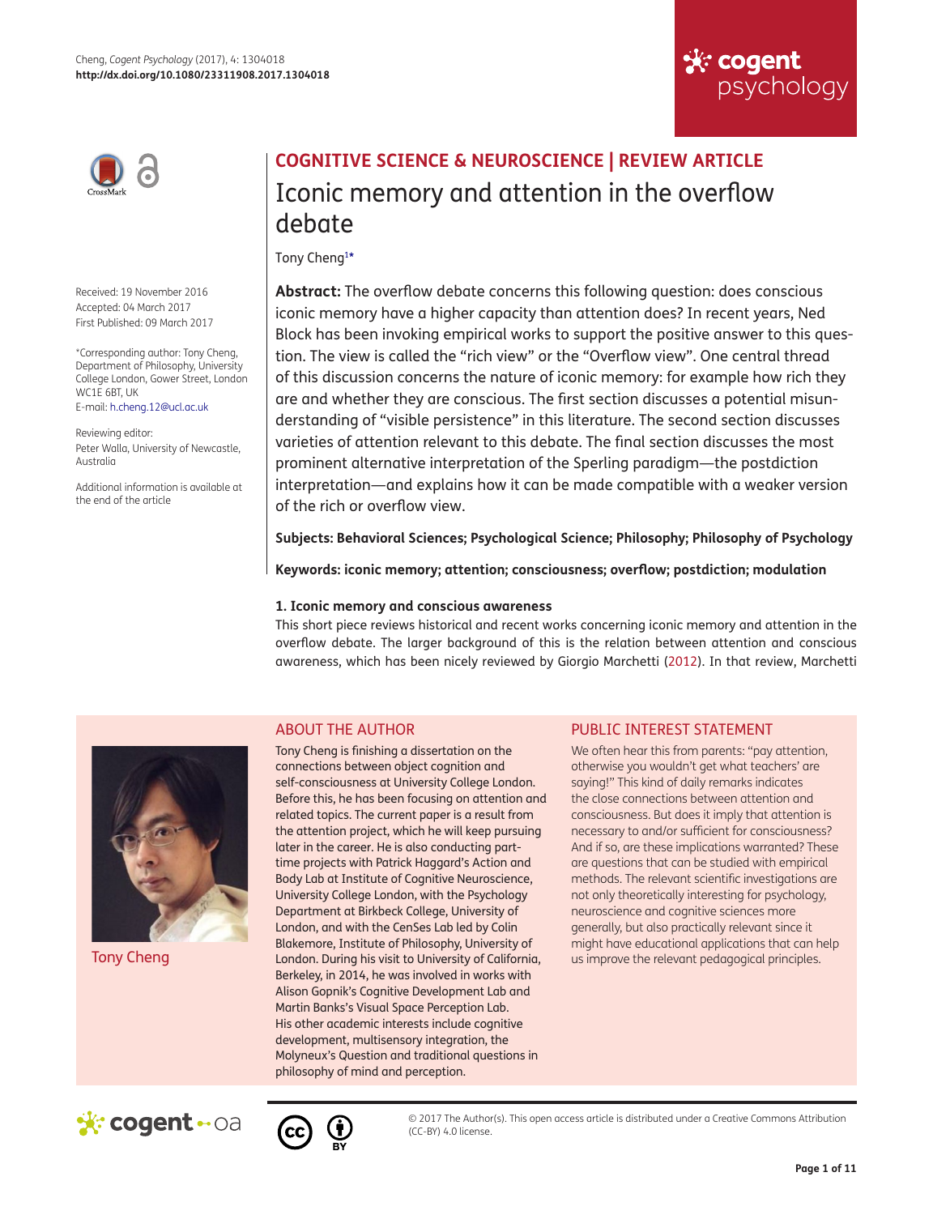COGNITIVE SCIENCE & NEUROSCIENCE | REVIEW ARTICLE

# Iconic memory and attention in the overflow debate

Tony Cheng[1]*

Received: 19 November 2016
Accepted: 04 March 2017
First Published: 09 March 2017

*Corresponding author: Tony Cheng, Department of Philosophy, University College London, Gower Street, London WC1E 6BT, UK
E-mail: h.cheng.12@ucl.ac.uk

Reviewing editor:
Peter Walla, University of Newcastle, Australia

Additional information is available at the end of the article

**Abstract:** The overflow debate concerns this following question: does conscious iconic memory have a higher capacity than attention does? In recent years, Ned Block has been invoking empirical works to support the positive answer to this question. The view is called the "rich view" or the "Overflow view". One central thread of this discussion concerns the nature of iconic memory: for example how rich they are and whether they are conscious. The first section discusses a potential misunderstanding of "visible persistence" in this literature. The second section discusses varieties of attention relevant to this debate. The final section discusses the most prominent alternative interpretation of the Sperling paradigm—the postdiction interpretation—and explains how it can be made compatible with a weaker version of the rich or overflow view.

**Subjects: Behavioral Sciences; Psychological Science; Philosophy; Philosophy of Psychology**

**Keywords: iconic memory; attention; consciousness; overflow; postdiction; modulation**

### 1. Iconic memory and conscious awareness

This short piece reviews historical and recent works concerning iconic memory and attention in the overflow debate. The larger background of this is the relation between attention and conscious awareness, which has been nicely reviewed by Giorgio Marchetti (2012). In that review, Marchetti

## ABOUT THE AUTHOR

Tony Cheng

Tony Cheng is finishing a dissertation on the connections between object cognition and self-consciousness at University College London. Before this, he has been focusing on attention and related topics. The current paper is a result from the attention project, which he will keep pursuing later in the career. He is also conducting part-time projects with Patrick Haggard's Action and Body Lab at Institute of Cognitive Neuroscience, University College London, with the Psychology Department at Birkbeck College, University of London, and with the CenSes Lab led by Colin Blakemore, Institute of Philosophy, University of London. During his visit to University of California, Berkeley, in 2014, he was involved in works with Alison Gopnik's Cognitive Development Lab and Martin Banks's Visual Space Perception Lab. His other academic interests include cognitive development, multisensory integration, the Molyneux's Question and traditional questions in philosophy of mind and perception.

## PUBLIC INTEREST STATEMENT

We often hear this from parents: "pay attention, otherwise you wouldn't get what teachers' are saying!" This kind of daily remarks indicates the close connections between attention and consciousness. But does it imply that attention is necessary to and/or sufficient for consciousness? And if so, are these implications warranted? These are questions that can be studied with empirical methods. The relevant scientific investigations are not only theoretically interesting for psychology, neuroscience and cognitive sciences more generally, but also practically relevant since it might have educational applications that can help us improve the relevant pedagogical principles.

© 2017 The Author(s). This open access article is distributed under a Creative Commons Attribution (CC-BY) 4.0 license.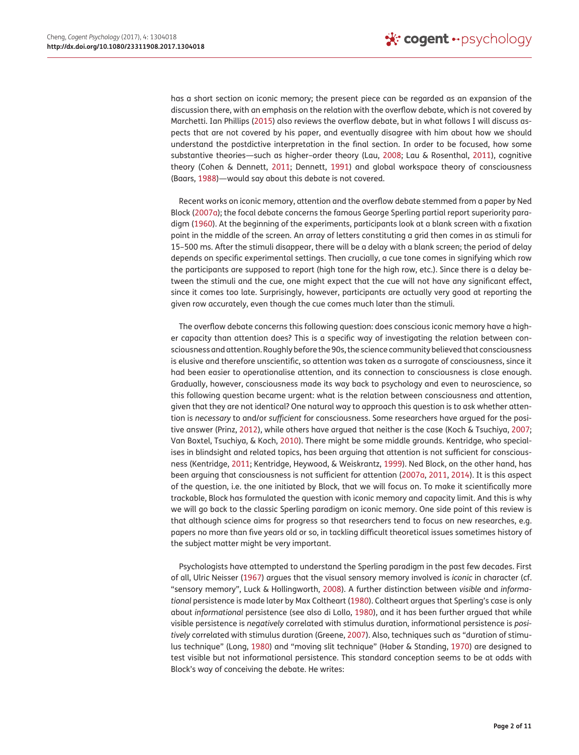has a short section on iconic memory; the present piece can be regarded as an expansion of the discussion there, with an emphasis on the relation with the overflow debate, which is not covered by Marchetti. Ian Phillips (2015) also reviews the overflow debate, but in what follows I will discuss aspects that are not covered by his paper, and eventually disagree with him about how we should understand the postdictive interpretation in the final section. In order to be focused, how some substantive theories—such as higher–order theory (Lau, 2008; Lau & Rosenthal, 2011), cognitive theory (Cohen & Dennett, 2011; Dennett, 1991) and global workspace theory of consciousness (Baars, 1988)—would say about this debate is not covered.

Recent works on iconic memory, attention and the overflow debate stemmed from a paper by Ned Block (2007a); the focal debate concerns the famous George Sperling partial report superiority paradigm (1960). At the beginning of the experiments, participants look at a blank screen with a fixation point in the middle of the screen. An array of letters constituting a grid then comes in as stimuli for 15–500 ms. After the stimuli disappear, there will be a delay with a blank screen; the period of delay depends on specific experimental settings. Then crucially, a cue tone comes in signifying which row the participants are supposed to report (high tone for the high row, etc.). Since there is a delay between the stimuli and the cue, one might expect that the cue will not have any significant effect, since it comes too late. Surprisingly, however, participants are actually very good at reporting the given row accurately, even though the cue comes much later than the stimuli.

The overflow debate concerns this following question: does conscious iconic memory have a higher capacity than attention does? This is a specific way of investigating the relation between consciousness and attention. Roughly before the 90s, the science community believed that consciousness is elusive and therefore unscientific, so attention was taken as a surrogate of consciousness, since it had been easier to operationalise attention, and its connection to consciousness is close enough. Gradually, however, consciousness made its way back to psychology and even to neuroscience, so this following question became urgent: what is the relation between consciousness and attention, given that they are not identical? One natural way to approach this question is to ask whether attention is *necessary* to and/or *sufficient* for consciousness. Some researchers have argued for the positive answer (Prinz, 2012), while others have argued that neither is the case (Koch & Tsuchiya, 2007; Van Boxtel, Tsuchiya, & Koch, 2010). There might be some middle grounds. Kentridge, who specialises in blindsight and related topics, has been arguing that attention is not sufficient for consciousness (Kentridge, 2011; Kentridge, Heywood, & Weiskrantz, 1999). Ned Block, on the other hand, has been arguing that consciousness is not sufficient for attention (2007a, 2011, 2014). It is this aspect of the question, i.e. the one initiated by Block, that we will focus on. To make it scientifically more trackable, Block has formulated the question with iconic memory and capacity limit. And this is why we will go back to the classic Sperling paradigm on iconic memory. One side point of this review is that although science aims for progress so that researchers tend to focus on new researches, e.g. papers no more than five years old or so, in tackling difficult theoretical issues sometimes history of the subject matter might be very important.

Psychologists have attempted to understand the Sperling paradigm in the past few decades. First of all, Ulric Neisser (1967) argues that the visual sensory memory involved is *iconic* in character (cf. "sensory memory", Luck & Hollingworth, 2008). A further distinction between *visible* and *informational* persistence is made later by Max Coltheart (1980). Coltheart argues that Sperling's case is only about *informational* persistence (see also di Lollo, 1980), and it has been further argued that while visible persistence is *negatively* correlated with stimulus duration, informational persistence is *positively* correlated with stimulus duration (Greene, 2007). Also, techniques such as "duration of stimulus technique" (Long, 1980) and "moving slit technique" (Haber & Standing, 1970) are designed to test visible but not informational persistence. This standard conception seems to be at odds with Block's way of conceiving the debate. He writes: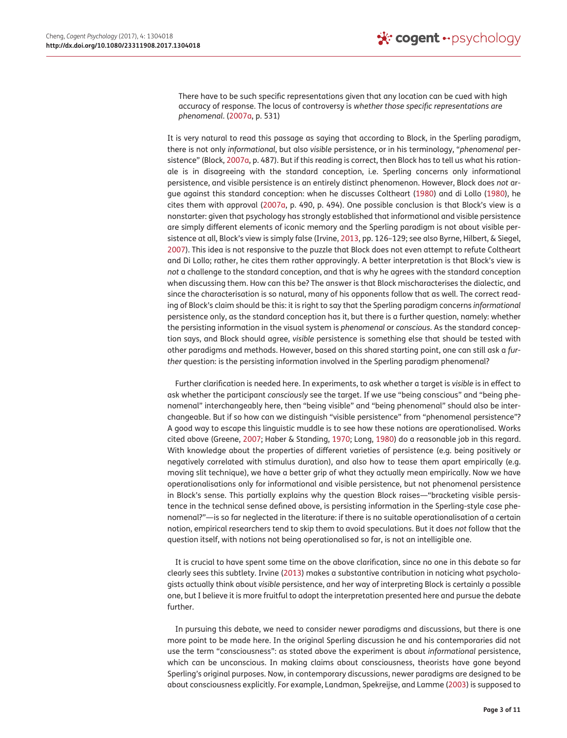> There have to be such specific representations given that any location can be cued with high accuracy of response. The locus of controversy is *whether those specific representations are phenomenal*. (2007a, p. 531)

It is very natural to read this passage as saying that according to Block, in the Sperling paradigm, there is not only *informational*, but also *visible* persistence, or in his terminology, "*phenomenal* persistence" (Block, 2007a, p. 487). But if this reading is correct, then Block has to tell us what his rationale is in disagreeing with the standard conception, i.e. Sperling concerns only informational persistence, and visible persistence is an entirely distinct phenomenon. However, Block does *not* argue against this standard conception: when he discusses Coltheart (1980) and di Lollo (1980), he cites them with approval (2007a, p. 490, p. 494). One possible conclusion is that Block's view is a nonstarter: given that psychology has strongly established that informational and visible persistence are simply different elements of iconic memory and the Sperling paradigm is not about visible persistence at all, Block's view is simply false (Irvine, 2013, pp. 126–129; see also Byrne, Hilbert, & Siegel, 2007). This idea is not responsive to the puzzle that Block does not even attempt to refute Coltheart and Di Lollo; rather, he cites them rather approvingly. A better interpretation is that Block's view is *not* a challenge to the standard conception, and that is why he agrees with the standard conception when discussing them. How can this be? The answer is that Block mischaracterises the dialectic, and since the characterisation is so natural, many of his opponents follow that as well. The correct reading of Block's claim should be this: it is right to say that the Sperling paradigm concerns *informational* persistence only, as the standard conception has it, but there is a further question, namely: whether the persisting information in the visual system is *phenomenal* or *conscious*. As the standard conception says, and Block should agree, *visible* persistence is something else that should be tested with other paradigms and methods. However, based on this shared starting point, one can still ask a *further* question: is the persisting information involved in the Sperling paradigm phenomenal?

Further clarification is needed here. In experiments, to ask whether a target is *visible* is in effect to ask whether the participant *consciously* see the target. If we use "being conscious" and "being phenomenal" interchangeably here, then "being visible" and "being phenomenal" should also be interchangeable. But if so how can we distinguish "visible persistence" from "phenomenal persistence"? A good way to escape this linguistic muddle is to see how these notions are operationalised. Works cited above (Greene, 2007; Haber & Standing, 1970; Long, 1980) do a reasonable job in this regard. With knowledge about the properties of different varieties of persistence (e.g. being positively or negatively correlated with stimulus duration), and also how to tease them apart empirically (e.g. moving slit technique), we have a better grip of what they actually mean empirically. Now we have operationalisations only for informational and visible persistence, but not phenomenal persistence in Block's sense. This partially explains why the question Block raises—"bracketing visible persistence in the technical sense defined above, is persisting information in the Sperling-style case phenomenal?"—is so far neglected in the literature: if there is no suitable operationalisation of a certain notion, empirical researchers tend to skip them to avoid speculations. But it does *not* follow that the question itself, with notions not being operationalised so far, is not an intelligible one.

It is crucial to have spent some time on the above clarification, since no one in this debate so far clearly sees this subtlety. Irvine (2013) makes a substantive contribution in noticing what psychologists actually think about *visible* persistence, and her way of interpreting Block is certainly a possible one, but I believe it is more fruitful to adopt the interpretation presented here and pursue the debate further.

In pursuing this debate, we need to consider newer paradigms and discussions, but there is one more point to be made here. In the original Sperling discussion he and his contemporaries did not use the term "consciousness": as stated above the experiment is about *informational* persistence, which can be unconscious. In making claims about consciousness, theorists have gone beyond Sperling's original purposes. Now, in contemporary discussions, newer paradigms are designed to be about consciousness explicitly. For example, Landman, Spekreijse, and Lamme (2003) is supposed to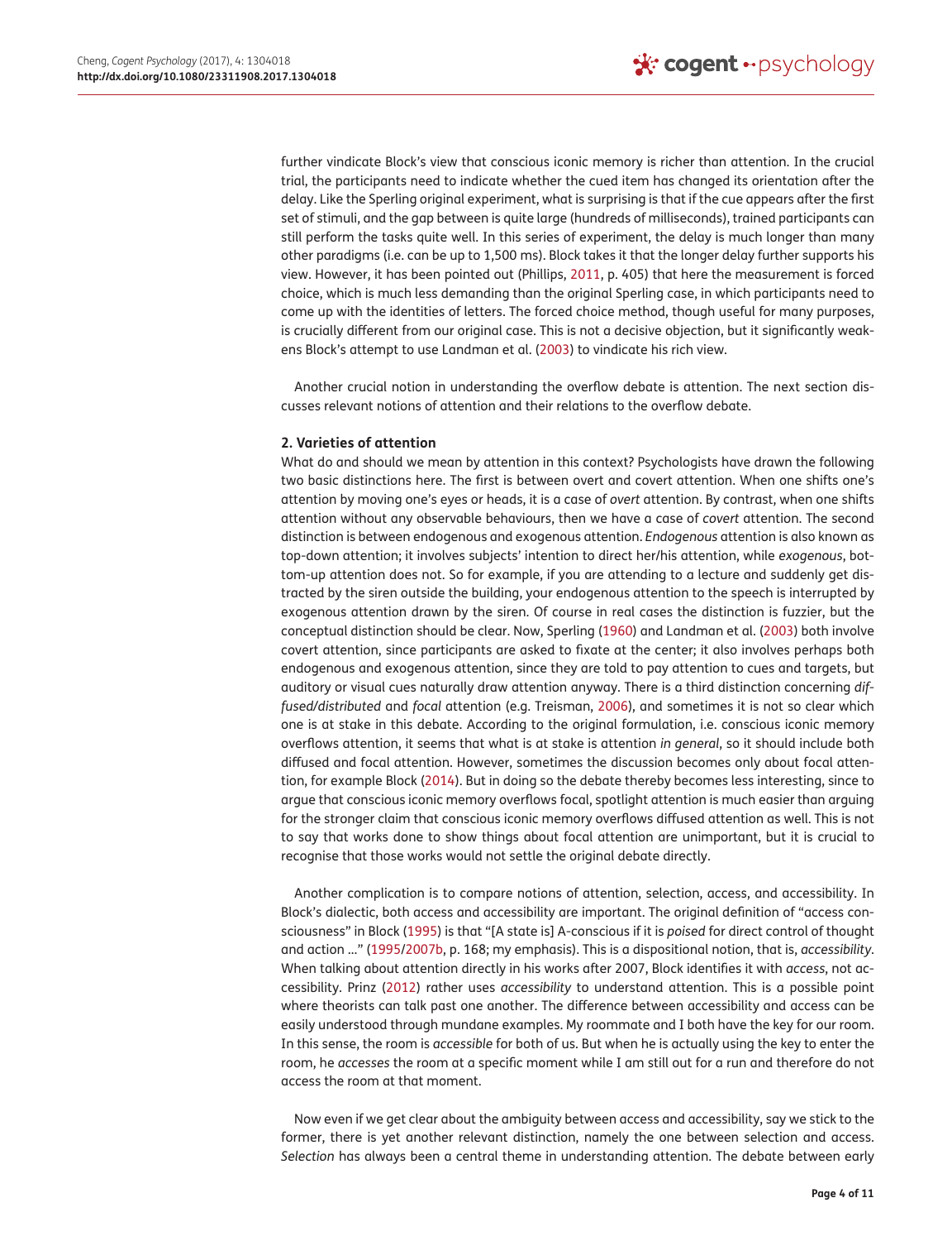further vindicate Block's view that conscious iconic memory is richer than attention. In the crucial trial, the participants need to indicate whether the cued item has changed its orientation after the delay. Like the Sperling original experiment, what is surprising is that if the cue appears after the first set of stimuli, and the gap between is quite large (hundreds of milliseconds), trained participants can still perform the tasks quite well. In this series of experiment, the delay is much longer than many other paradigms (i.e. can be up to 1,500 ms). Block takes it that the longer delay further supports his view. However, it has been pointed out (Phillips, 2011, p. 405) that here the measurement is forced choice, which is much less demanding than the original Sperling case, in which participants need to come up with the identities of letters. The forced choice method, though useful for many purposes, is crucially different from our original case. This is not a decisive objection, but it significantly weakens Block's attempt to use Landman et al. (2003) to vindicate his rich view.

Another crucial notion in understanding the overflow debate is attention. The next section discusses relevant notions of attention and their relations to the overflow debate.

**2. Varieties of attention**

What do and should we mean by attention in this context? Psychologists have drawn the following two basic distinctions here. The first is between overt and covert attention. When one shifts one's attention by moving one's eyes or heads, it is a case of *overt* attention. By contrast, when one shifts attention without any observable behaviours, then we have a case of *covert* attention. The second distinction is between endogenous and exogenous attention. *Endogenous* attention is also known as top-down attention; it involves subjects' intention to direct her/his attention, while *exogenous*, bottom-up attention does not. So for example, if you are attending to a lecture and suddenly get distracted by the siren outside the building, your endogenous attention to the speech is interrupted by exogenous attention drawn by the siren. Of course in real cases the distinction is fuzzier, but the conceptual distinction should be clear. Now, Sperling (1960) and Landman et al. (2003) both involve covert attention, since participants are asked to fixate at the center; it also involves perhaps both endogenous and exogenous attention, since they are told to pay attention to cues and targets, but auditory or visual cues naturally draw attention anyway. There is a third distinction concerning *diffused/distributed* and *focal* attention (e.g. Treisman, 2006), and sometimes it is not so clear which one is at stake in this debate. According to the original formulation, i.e. conscious iconic memory overflows attention, it seems that what is at stake is attention *in general*, so it should include both diffused and focal attention. However, sometimes the discussion becomes only about focal attention, for example Block (2014). But in doing so the debate thereby becomes less interesting, since to argue that conscious iconic memory overflows focal, spotlight attention is much easier than arguing for the stronger claim that conscious iconic memory overflows diffused attention as well. This is not to say that works done to show things about focal attention are unimportant, but it is crucial to recognise that those works would not settle the original debate directly.

Another complication is to compare notions of attention, selection, access, and accessibility. In Block's dialectic, both access and accessibility are important. The original definition of "access consciousness" in Block (1995) is that "[A state is] A-conscious if it is *poised* for direct control of thought and action …" (1995/2007b, p. 168; my emphasis). This is a dispositional notion, that is, *accessibility*. When talking about attention directly in his works after 2007, Block identifies it with *access*, not accessibility. Prinz (2012) rather uses *accessibility* to understand attention. This is a possible point where theorists can talk past one another. The difference between accessibility and access can be easily understood through mundane examples. My roommate and I both have the key for our room. In this sense, the room is *accessible* for both of us. But when he is actually using the key to enter the room, he *accesses* the room at a specific moment while I am still out for a run and therefore do not access the room at that moment.

Now even if we get clear about the ambiguity between access and accessibility, say we stick to the former, there is yet another relevant distinction, namely the one between selection and access. *Selection* has always been a central theme in understanding attention. The debate between early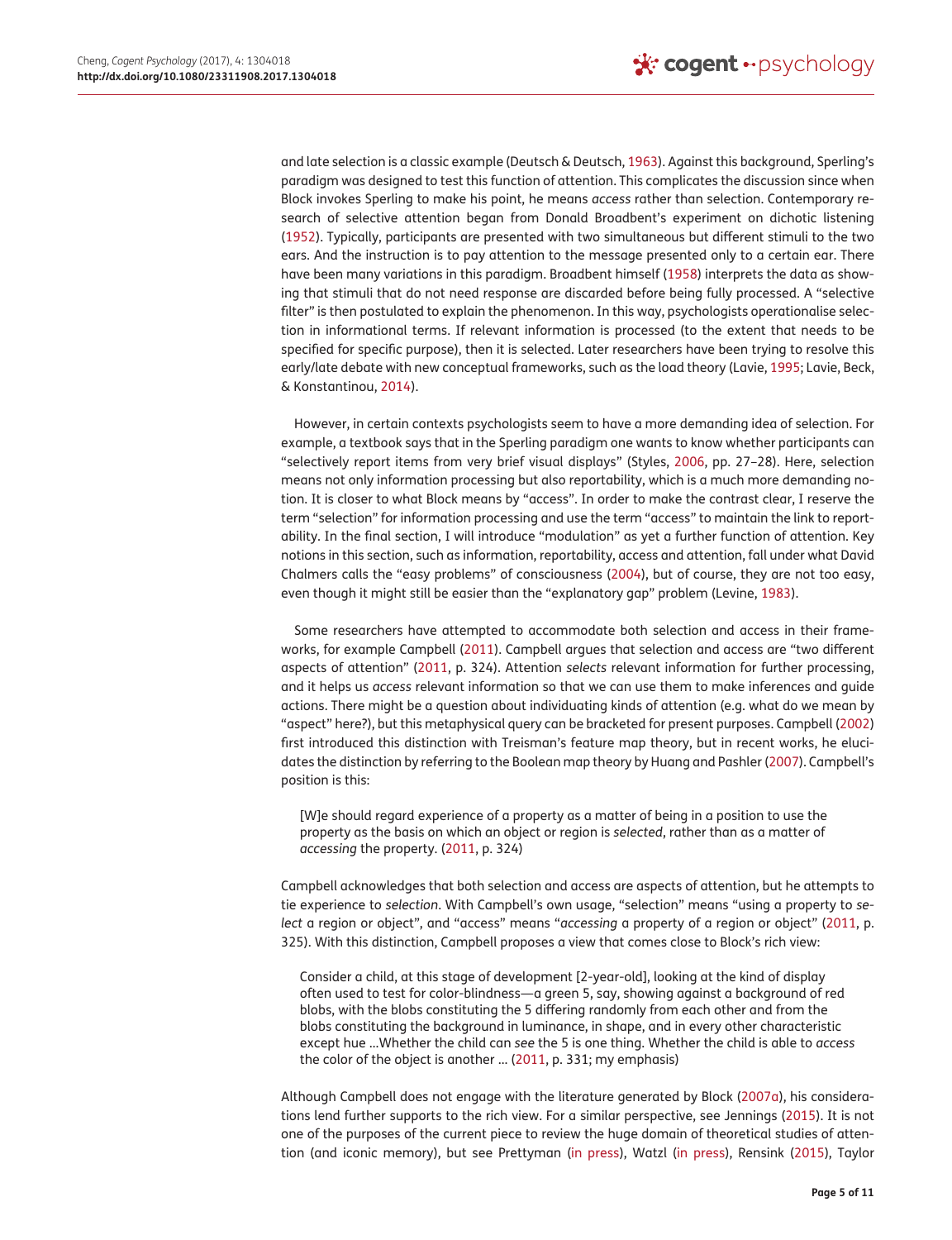and late selection is a classic example (Deutsch & Deutsch, 1963). Against this background, Sperling's paradigm was designed to test this function of attention. This complicates the discussion since when Block invokes Sperling to make his point, he means *access* rather than selection. Contemporary research of selective attention began from Donald Broadbent's experiment on dichotic listening (1952). Typically, participants are presented with two simultaneous but different stimuli to the two ears. And the instruction is to pay attention to the message presented only to a certain ear. There have been many variations in this paradigm. Broadbent himself (1958) interprets the data as showing that stimuli that do not need response are discarded before being fully processed. A "selective filter" is then postulated to explain the phenomenon. In this way, psychologists operationalise selection in informational terms. If relevant information is processed (to the extent that needs to be specified for specific purpose), then it is selected. Later researchers have been trying to resolve this early/late debate with new conceptual frameworks, such as the load theory (Lavie, 1995; Lavie, Beck, & Konstantinou, 2014).

However, in certain contexts psychologists seem to have a more demanding idea of selection. For example, a textbook says that in the Sperling paradigm one wants to know whether participants can "selectively report items from very brief visual displays" (Styles, 2006, pp. 27–28). Here, selection means not only information processing but also reportability, which is a much more demanding notion. It is closer to what Block means by "access". In order to make the contrast clear, I reserve the term "selection" for information processing and use the term "access" to maintain the link to reportability. In the final section, I will introduce "modulation" as yet a further function of attention. Key notions in this section, such as information, reportability, access and attention, fall under what David Chalmers calls the "easy problems" of consciousness (2004), but of course, they are not too easy, even though it might still be easier than the "explanatory gap" problem (Levine, 1983).

Some researchers have attempted to accommodate both selection and access in their frameworks, for example Campbell (2011). Campbell argues that selection and access are "two different aspects of attention" (2011, p. 324). Attention *selects* relevant information for further processing, and it helps us *access* relevant information so that we can use them to make inferences and guide actions. There might be a question about individuating kinds of attention (e.g. what do we mean by "aspect" here?), but this metaphysical query can be bracketed for present purposes. Campbell (2002) first introduced this distinction with Treisman's feature map theory, but in recent works, he elucidates the distinction by referring to the Boolean map theory by Huang and Pashler (2007). Campbell's position is this:

> [W]e should regard experience of a property as a matter of being in a position to use the property as the basis on which an object or region is *selected*, rather than as a matter of *accessing* the property. (2011, p. 324)

Campbell acknowledges that both selection and access are aspects of attention, but he attempts to tie experience to *selection*. With Campbell's own usage, "selection" means "using a property to *select* a region or object", and "access" means "*accessing* a property of a region or object" (2011, p. 325). With this distinction, Campbell proposes a view that comes close to Block's rich view:

> Consider a child, at this stage of development [2-year-old], looking at the kind of display often used to test for color-blindness—a green 5, say, showing against a background of red blobs, with the blobs constituting the 5 differing randomly from each other and from the blobs constituting the background in luminance, in shape, and in every other characteristic except hue …Whether the child can *see* the 5 is one thing. Whether the child is able to *access* the color of the object is another … (2011, p. 331; my emphasis)

Although Campbell does not engage with the literature generated by Block (2007a), his considerations lend further supports to the rich view. For a similar perspective, see Jennings (2015). It is not one of the purposes of the current piece to review the huge domain of theoretical studies of attention (and iconic memory), but see Prettyman (in press), Watzl (in press), Rensink (2015), Taylor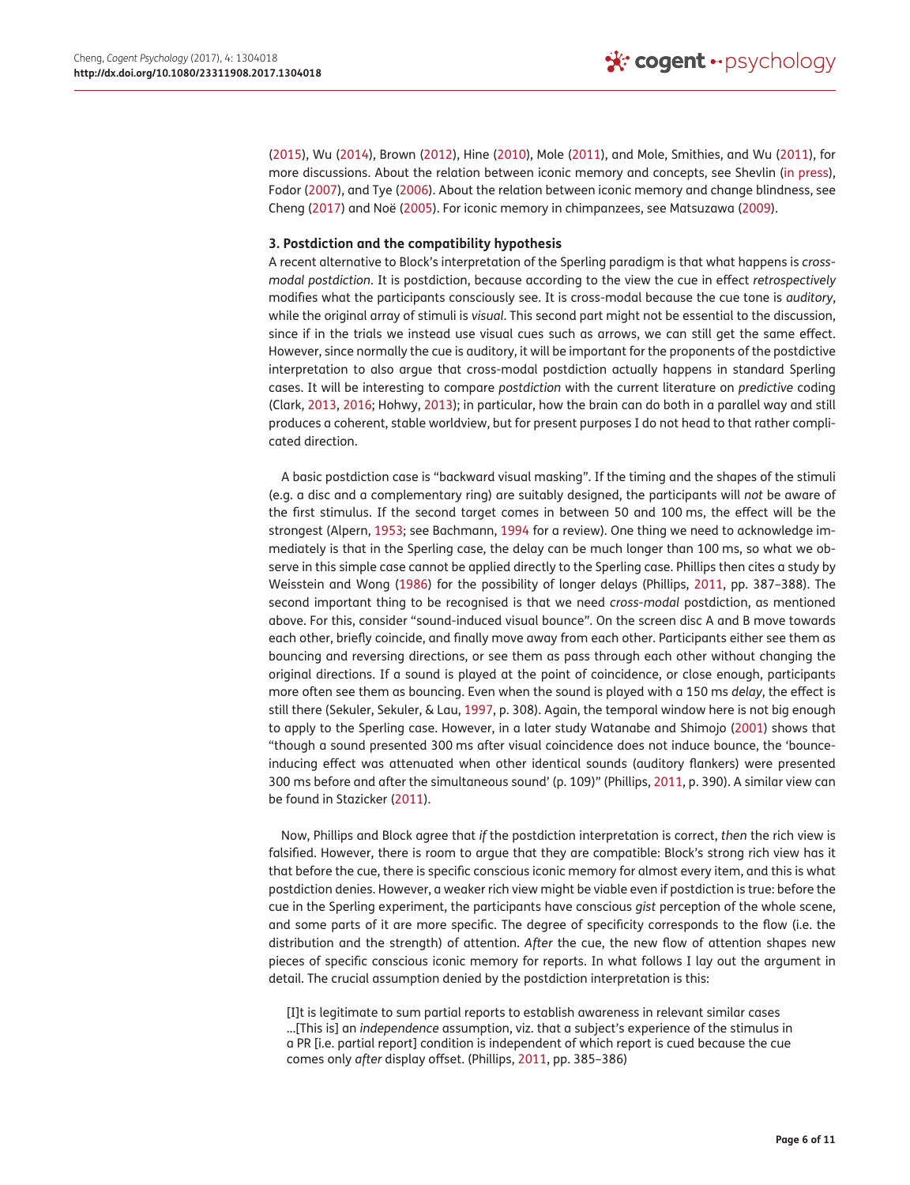(2015), Wu (2014), Brown (2012), Hine (2010), Mole (2011), and Mole, Smithies, and Wu (2011), for more discussions. About the relation between iconic memory and concepts, see Shevlin (in press), Fodor (2007), and Tye (2006). About the relation between iconic memory and change blindness, see Cheng (2017) and Noë (2005). For iconic memory in chimpanzees, see Matsuzawa (2009).

### 3. Postdiction and the compatibility hypothesis

A recent alternative to Block's interpretation of the Sperling paradigm is that what happens is *cross-modal postdiction*. It is postdiction, because according to the view the cue in effect *retrospectively* modifies what the participants consciously see. It is cross-modal because the cue tone is *auditory*, while the original array of stimuli is *visual*. This second part might not be essential to the discussion, since if in the trials we instead use visual cues such as arrows, we can still get the same effect. However, since normally the cue is auditory, it will be important for the proponents of the postdictive interpretation to also argue that cross-modal postdiction actually happens in standard Sperling cases. It will be interesting to compare *postdiction* with the current literature on *predictive* coding (Clark, 2013, 2016; Hohwy, 2013); in particular, how the brain can do both in a parallel way and still produces a coherent, stable worldview, but for present purposes I do not head to that rather complicated direction.

A basic postdiction case is "backward visual masking". If the timing and the shapes of the stimuli (e.g. a disc and a complementary ring) are suitably designed, the participants will *not* be aware of the first stimulus. If the second target comes in between 50 and 100 ms, the effect will be the strongest (Alpern, 1953; see Bachmann, 1994 for a review). One thing we need to acknowledge immediately is that in the Sperling case, the delay can be much longer than 100 ms, so what we observe in this simple case cannot be applied directly to the Sperling case. Phillips then cites a study by Weisstein and Wong (1986) for the possibility of longer delays (Phillips, 2011, pp. 387–388). The second important thing to be recognised is that we need *cross-modal* postdiction, as mentioned above. For this, consider "sound-induced visual bounce". On the screen disc A and B move towards each other, briefly coincide, and finally move away from each other. Participants either see them as bouncing and reversing directions, or see them as pass through each other without changing the original directions. If a sound is played at the point of coincidence, or close enough, participants more often see them as bouncing. Even when the sound is played with a 150 ms *delay*, the effect is still there (Sekuler, Sekuler, & Lau, 1997, p. 308). Again, the temporal window here is not big enough to apply to the Sperling case. However, in a later study Watanabe and Shimojo (2001) shows that "though a sound presented 300 ms after visual coincidence does not induce bounce, the 'bounce-inducing effect was attenuated when other identical sounds (auditory flankers) were presented 300 ms before and after the simultaneous sound' (p. 109)" (Phillips, 2011, p. 390). A similar view can be found in Stazicker (2011).

Now, Phillips and Block agree that *if* the postdiction interpretation is correct, *then* the rich view is falsified. However, there is room to argue that they are compatible: Block's strong rich view has it that before the cue, there is specific conscious iconic memory for almost every item, and this is what postdiction denies. However, a weaker rich view might be viable even if postdiction is true: before the cue in the Sperling experiment, the participants have conscious *gist* perception of the whole scene, and some parts of it are more specific. The degree of specificity corresponds to the flow (i.e. the distribution and the strength) of attention. *After* the cue, the new flow of attention shapes new pieces of specific conscious iconic memory for reports. In what follows I lay out the argument in detail. The crucial assumption denied by the postdiction interpretation is this:

> [I]t is legitimate to sum partial reports to establish awareness in relevant similar cases …[This is] an *independence* assumption, viz. that a subject's experience of the stimulus in a PR [i.e. partial report] condition is independent of which report is cued because the cue comes only *after* display offset. (Phillips, 2011, pp. 385–386)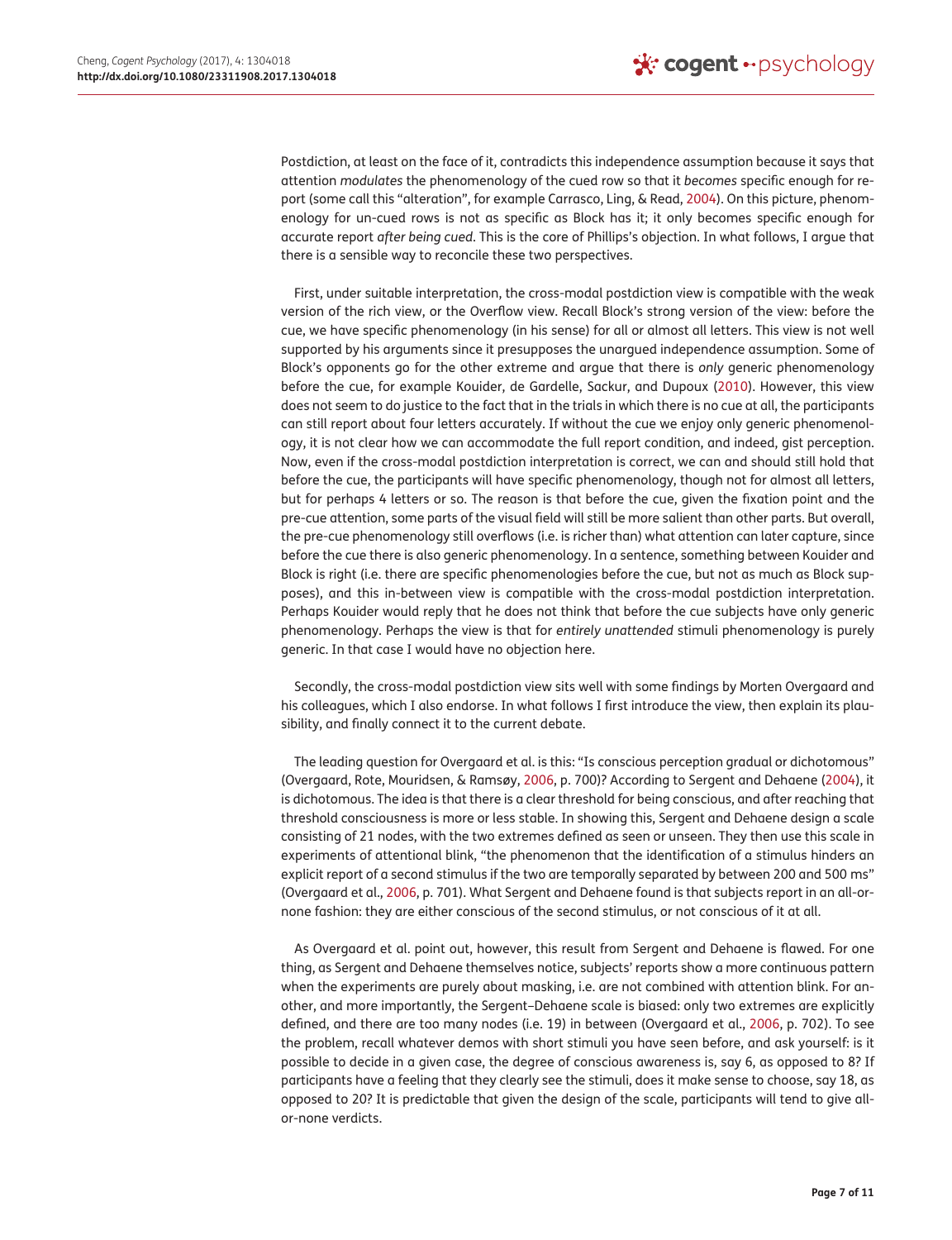Postdiction, at least on the face of it, contradicts this independence assumption because it says that attention *modulates* the phenomenology of the cued row so that it *becomes* specific enough for report (some call this "alteration", for example Carrasco, Ling, & Read, 2004). On this picture, phenomenology for un-cued rows is not as specific as Block has it; it only becomes specific enough for accurate report *after being cued*. This is the core of Phillips's objection. In what follows, I argue that there is a sensible way to reconcile these two perspectives.

First, under suitable interpretation, the cross-modal postdiction view is compatible with the weak version of the rich view, or the Overflow view. Recall Block's strong version of the view: before the cue, we have specific phenomenology (in his sense) for all or almost all letters. This view is not well supported by his arguments since it presupposes the unargued independence assumption. Some of Block's opponents go for the other extreme and argue that there is *only* generic phenomenology before the cue, for example Kouider, de Gardelle, Sackur, and Dupoux (2010). However, this view does not seem to do justice to the fact that in the trials in which there is no cue at all, the participants can still report about four letters accurately. If without the cue we enjoy only generic phenomenology, it is not clear how we can accommodate the full report condition, and indeed, gist perception. Now, even if the cross-modal postdiction interpretation is correct, we can and should still hold that before the cue, the participants will have specific phenomenology, though not for almost all letters, but for perhaps 4 letters or so. The reason is that before the cue, given the fixation point and the pre-cue attention, some parts of the visual field will still be more salient than other parts. But overall, the pre-cue phenomenology still overflows (i.e. is richer than) what attention can later capture, since before the cue there is also generic phenomenology. In a sentence, something between Kouider and Block is right (i.e. there are specific phenomenologies before the cue, but not as much as Block supposes), and this in-between view is compatible with the cross-modal postdiction interpretation. Perhaps Kouider would reply that he does not think that before the cue subjects have only generic phenomenology. Perhaps the view is that for *entirely unattended* stimuli phenomenology is purely generic. In that case I would have no objection here.

Secondly, the cross-modal postdiction view sits well with some findings by Morten Overgaard and his colleagues, which I also endorse. In what follows I first introduce the view, then explain its plausibility, and finally connect it to the current debate.

The leading question for Overgaard et al. is this: "Is conscious perception gradual or dichotomous" (Overgaard, Rote, Mouridsen, & Ramsøy, 2006, p. 700)? According to Sergent and Dehaene (2004), it is dichotomous. The idea is that there is a clear threshold for being conscious, and after reaching that threshold consciousness is more or less stable. In showing this, Sergent and Dehaene design a scale consisting of 21 nodes, with the two extremes defined as seen or unseen. They then use this scale in experiments of attentional blink, "the phenomenon that the identification of a stimulus hinders an explicit report of a second stimulus if the two are temporally separated by between 200 and 500 ms" (Overgaard et al., 2006, p. 701). What Sergent and Dehaene found is that subjects report in an all-or-none fashion: they are either conscious of the second stimulus, or not conscious of it at all.

As Overgaard et al. point out, however, this result from Sergent and Dehaene is flawed. For one thing, as Sergent and Dehaene themselves notice, subjects' reports show a more continuous pattern when the experiments are purely about masking, i.e. are not combined with attention blink. For another, and more importantly, the Sergent–Dehaene scale is biased: only two extremes are explicitly defined, and there are too many nodes (i.e. 19) in between (Overgaard et al., 2006, p. 702). To see the problem, recall whatever demos with short stimuli you have seen before, and ask yourself: is it possible to decide in a given case, the degree of conscious awareness is, say 6, as opposed to 8? If participants have a feeling that they clearly see the stimuli, does it make sense to choose, say 18, as opposed to 20? It is predictable that given the design of the scale, participants will tend to give all-or-none verdicts.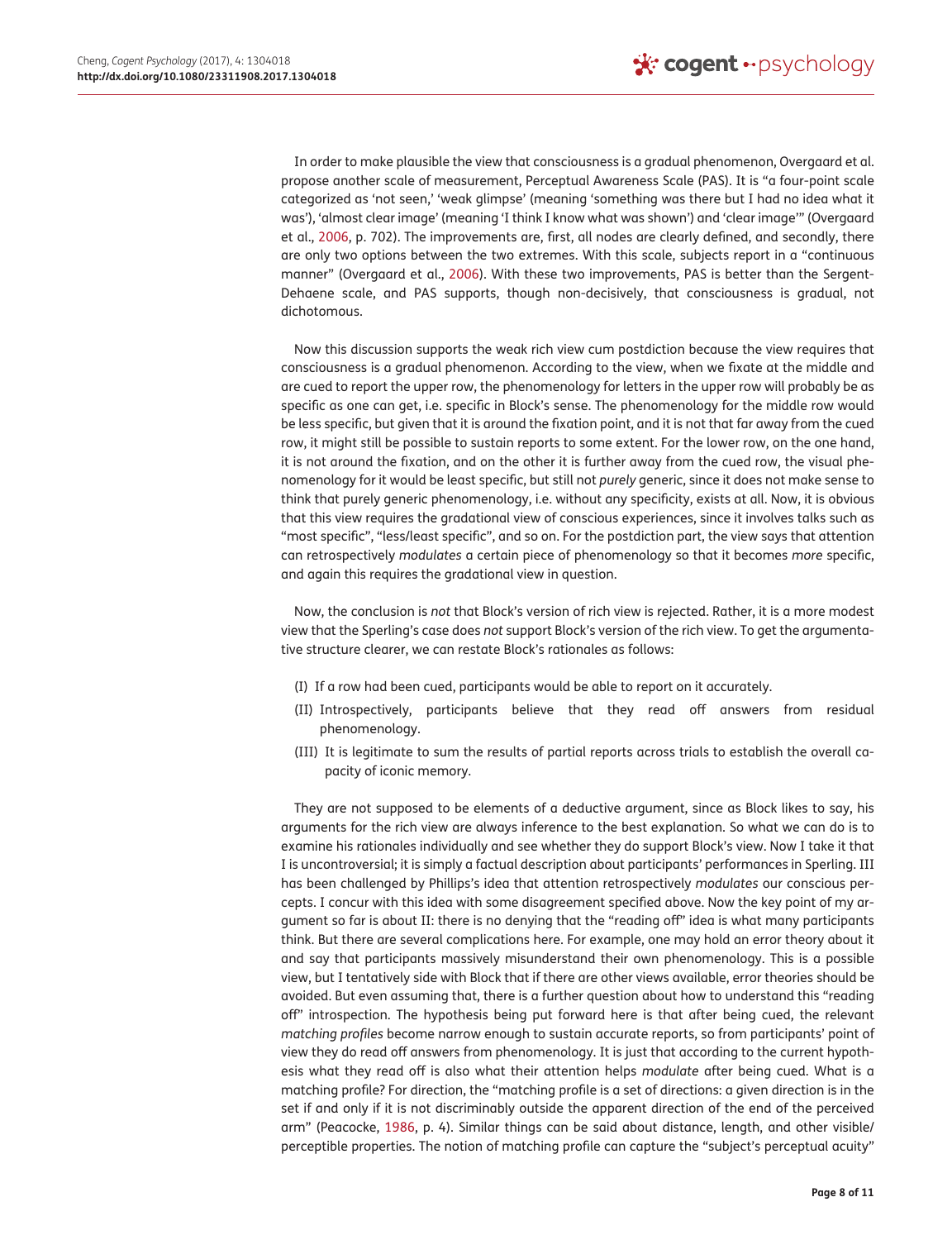In order to make plausible the view that consciousness is a gradual phenomenon, Overgaard et al. propose another scale of measurement, Perceptual Awareness Scale (PAS). It is "a four-point scale categorized as 'not seen,' 'weak glimpse' (meaning 'something was there but I had no idea what it was'), 'almost clear image' (meaning 'I think I know what was shown') and 'clear image'" (Overgaard et al., 2006, p. 702). The improvements are, first, all nodes are clearly defined, and secondly, there are only two options between the two extremes. With this scale, subjects report in a "continuous manner" (Overgaard et al., 2006). With these two improvements, PAS is better than the Sergent-Dehaene scale, and PAS supports, though non-decisively, that consciousness is gradual, not dichotomous.

Now this discussion supports the weak rich view cum postdiction because the view requires that consciousness is a gradual phenomenon. According to the view, when we fixate at the middle and are cued to report the upper row, the phenomenology for letters in the upper row will probably be as specific as one can get, i.e. specific in Block's sense. The phenomenology for the middle row would be less specific, but given that it is around the fixation point, and it is not that far away from the cued row, it might still be possible to sustain reports to some extent. For the lower row, on the one hand, it is not around the fixation, and on the other it is further away from the cued row, the visual phenomenology for it would be least specific, but still not *purely* generic, since it does not make sense to think that purely generic phenomenology, i.e. without any specificity, exists at all. Now, it is obvious that this view requires the gradational view of conscious experiences, since it involves talks such as "most specific", "less/least specific", and so on. For the postdiction part, the view says that attention can retrospectively *modulates* a certain piece of phenomenology so that it becomes *more* specific, and again this requires the gradational view in question.

Now, the conclusion is *not* that Block's version of rich view is rejected. Rather, it is a more modest view that the Sperling's case does *not* support Block's version of the rich view. To get the argumentative structure clearer, we can restate Block's rationales as follows:

(I) If a row had been cued, participants would be able to report on it accurately.

(II) Introspectively, participants believe that they read off answers from residual phenomenology.

(III) It is legitimate to sum the results of partial reports across trials to establish the overall capacity of iconic memory.

They are not supposed to be elements of a deductive argument, since as Block likes to say, his arguments for the rich view are always inference to the best explanation. So what we can do is to examine his rationales individually and see whether they do support Block's view. Now I take it that I is uncontroversial; it is simply a factual description about participants' performances in Sperling. III has been challenged by Phillips's idea that attention retrospectively *modulates* our conscious percepts. I concur with this idea with some disagreement specified above. Now the key point of my argument so far is about II: there is no denying that the "reading off" idea is what many participants think. But there are several complications here. For example, one may hold an error theory about it and say that participants massively misunderstand their own phenomenology. This is a possible view, but I tentatively side with Block that if there are other views available, error theories should be avoided. But even assuming that, there is a further question about how to understand this "reading off" introspection. The hypothesis being put forward here is that after being cued, the relevant *matching profiles* become narrow enough to sustain accurate reports, so from participants' point of view they do read off answers from phenomenology. It is just that according to the current hypothesis what they read off is also what their attention helps *modulate* after being cued. What is a matching profile? For direction, the "matching profile is a set of directions: a given direction is in the set if and only if it is not discriminably outside the apparent direction of the end of the perceived arm" (Peacocke, 1986, p. 4). Similar things can be said about distance, length, and other visible/perceptible properties. The notion of matching profile can capture the "subject's perceptual acuity"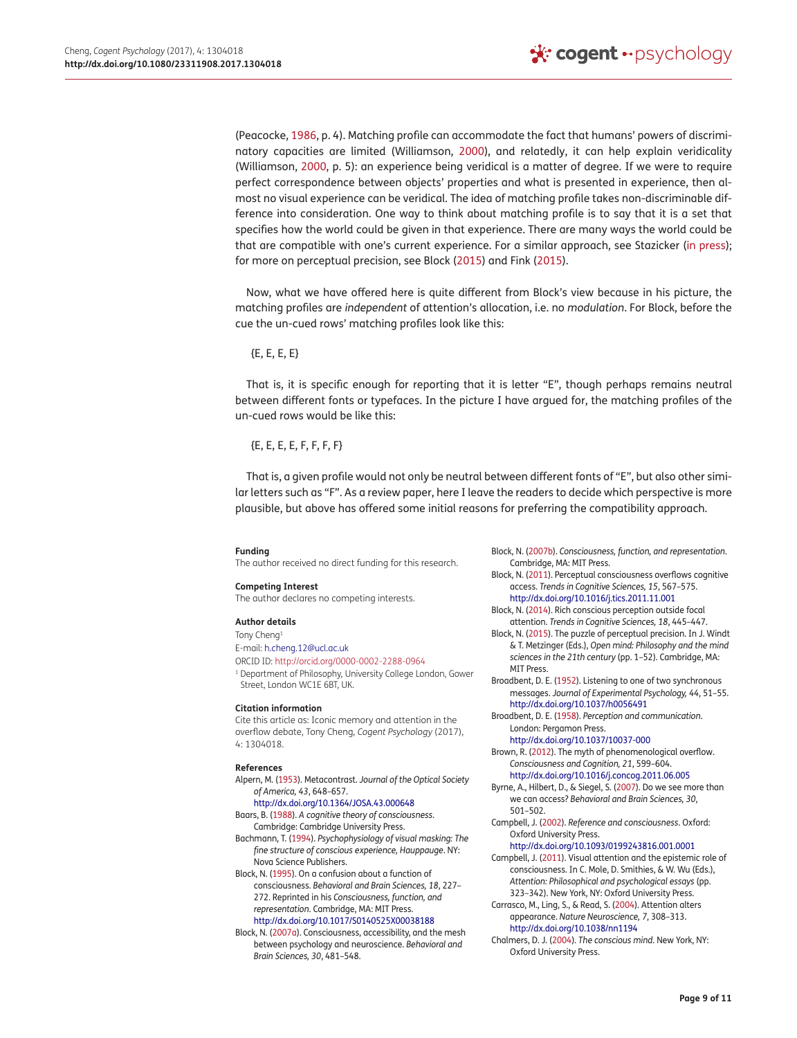(Peacocke, 1986, p. 4). Matching profile can accommodate the fact that humans' powers of discriminatory capacities are limited (Williamson, 2000), and relatedly, it can help explain veridicality (Williamson, 2000, p. 5): an experience being veridical is a matter of degree. If we were to require perfect correspondence between objects' properties and what is presented in experience, then almost no visual experience can be veridical. The idea of matching profile takes non-discriminable difference into consideration. One way to think about matching profile is to say that it is a set that specifies how the world could be given in that experience. There are many ways the world could be that are compatible with one's current experience. For a similar approach, see Stazicker (in press); for more on perceptual precision, see Block (2015) and Fink (2015).

Now, what we have offered here is quite different from Block's view because in his picture, the matching profiles are *independent* of attention's allocation, i.e. no *modulation*. For Block, before the cue the un-cued rows' matching profiles look like this:

{E, E, E, E}

That is, it is specific enough for reporting that it is letter "E", though perhaps remains neutral between different fonts or typefaces. In the picture I have argued for, the matching profiles of the un-cued rows would be like this:

{E, E, E, E, F, F, F, F}

That is, a given profile would not only be neutral between different fonts of "E", but also other similar letters such as "F". As a review paper, here I leave the readers to decide which perspective is more plausible, but above has offered some initial reasons for preferring the compatibility approach.

**Funding**
The author received no direct funding for this research.

**Competing Interest**
The author declares no competing interests.

**Author details**
Tony Cheng[1]
E-mail: h.cheng.12@ucl.ac.uk
ORCID ID: http://orcid.org/0000-0002-2288-0964
[1] Department of Philosophy, University College London, Gower Street, London WC1E 6BT, UK.

**Citation information**
Cite this article as: Iconic memory and attention in the overflow debate, Tony Cheng, *Cogent Psychology* (2017), 4: 1304018.

**References**

Alpern, M. (1953). Metacontrast. *Journal of the Optical Society of America, 43*, 648–657. http://dx.doi.org/10.1364/JOSA.43.000648

Baars, B. (1988). *A cognitive theory of consciousness*. Cambridge: Cambridge University Press.

Bachmann, T. (1994). *Psychophysiology of visual masking: The fine structure of conscious experience, Hauppauge*. NY: Nova Science Publishers.

Block, N. (1995). On a confusion about a function of consciousness. *Behavioral and Brain Sciences, 18*, 227–272. Reprinted in his *Consciousness, function, and representation*. Cambridge, MA: MIT Press. http://dx.doi.org/10.1017/S0140525X00038188

Block, N. (2007a). Consciousness, accessibility, and the mesh between psychology and neuroscience. *Behavioral and Brain Sciences, 30*, 481–548.

Block, N. (2007b). *Consciousness, function, and representation*. Cambridge, MA: MIT Press.

Block, N. (2011). Perceptual consciousness overflows cognitive access. *Trends in Cognitive Sciences, 15*, 567–575. http://dx.doi.org/10.1016/j.tics.2011.11.001

Block, N. (2014). Rich conscious perception outside focal attention. *Trends in Cognitive Sciences, 18*, 445–447.

Block, N. (2015). The puzzle of perceptual precision. In J. Windt & T. Metzinger (Eds.), *Open mind: Philosophy and the mind sciences in the 21th century* (pp. 1–52). Cambridge, MA: MIT Press.

Broadbent, D. E. (1952). Listening to one of two synchronous messages. *Journal of Experimental Psychology, 44*, 51–55. http://dx.doi.org/10.1037/h0056491

Broadbent, D. E. (1958). *Perception and communication*. London: Pergamon Press. http://dx.doi.org/10.1037/10037-000

Brown, R. (2012). The myth of phenomenological overflow. *Consciousness and Cognition, 21*, 599–604. http://dx.doi.org/10.1016/j.concog.2011.06.005

Byrne, A., Hilbert, D., & Siegel, S. (2007). Do we see more than we can access? *Behavioral and Brain Sciences, 30*, 501–502.

Campbell, J. (2002). *Reference and consciousness*. Oxford: Oxford University Press. http://dx.doi.org/10.1093/0199243816.001.0001

Campbell, J. (2011). Visual attention and the epistemic role of consciousness. In C. Mole, D. Smithies, & W. Wu (Eds.), *Attention: Philosophical and psychological essays* (pp. 323–342). New York, NY: Oxford University Press.

Carrasco, M., Ling, S., & Read, S. (2004). Attention alters appearance. *Nature Neuroscience, 7*, 308–313. http://dx.doi.org/10.1038/nn1194

Chalmers, D. J. (2004). *The conscious mind*. New York, NY: Oxford University Press.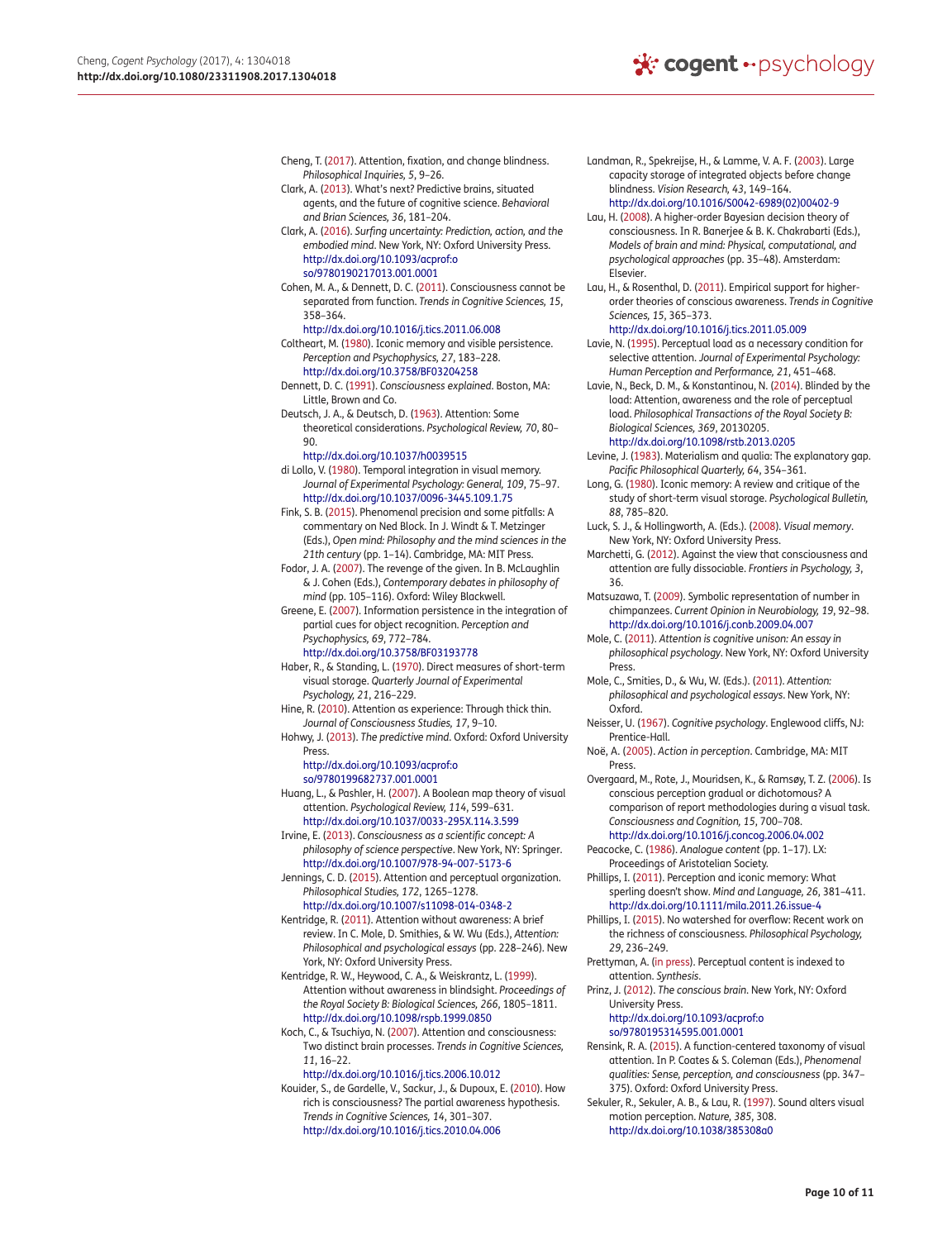Cheng, T. (2017). Attention, fixation, and change blindness. *Philosophical Inquiries, 5*, 9–26.

Clark, A. (2013). What's next? Predictive brains, situated agents, and the future of cognitive science. *Behavioral and Brian Sciences, 36*, 181–204.

Clark, A. (2016). *Surfing uncertainty: Prediction, action, and the embodied mind*. New York, NY: Oxford University Press. http://dx.doi.org/10.1093/acprof:oso/9780190217013.001.0001

Cohen, M. A., & Dennett, D. C. (2011). Consciousness cannot be separated from function. *Trends in Cognitive Sciences, 15*, 358–364. http://dx.doi.org/10.1016/j.tics.2011.06.008

Coltheart, M. (1980). Iconic memory and visible persistence. *Perception and Psychophysics, 27*, 183–228. http://dx.doi.org/10.3758/BF03204258

Dennett, D. C. (1991). *Consciousness explained*. Boston, MA: Little, Brown and Co.

Deutsch, J. A., & Deutsch, D. (1963). Attention: Some theoretical considerations. *Psychological Review, 70*, 80–90. http://dx.doi.org/10.1037/h0039515

di Lollo, V. (1980). Temporal integration in visual memory. *Journal of Experimental Psychology: General, 109*, 75–97. http://dx.doi.org/10.1037/0096-3445.109.1.75

Fink, S. B. (2015). Phenomenal precision and some pitfalls: A commentary on Ned Block. In J. Windt & T. Metzinger (Eds.), *Open mind: Philosophy and the mind sciences in the 21th century* (pp. 1–14). Cambridge, MA: MIT Press.

Fodor, J. A. (2007). The revenge of the given. In B. McLaughlin & J. Cohen (Eds.), *Contemporary debates in philosophy of mind* (pp. 105–116). Oxford: Wiley Blackwell.

Greene, E. (2007). Information persistence in the integration of partial cues for object recognition. *Perception and Psychophysics, 69*, 772–784. http://dx.doi.org/10.3758/BF03193778

Haber, R., & Standing, L. (1970). Direct measures of short-term visual storage. *Quarterly Journal of Experimental Psychology, 21*, 216–229.

Hine, R. (2010). Attention as experience: Through thick thin. *Journal of Consciousness Studies, 17*, 9–10.

Hohwy, J. (2013). *The predictive mind*. Oxford: Oxford University Press. http://dx.doi.org/10.1093/acprof:oso/9780199682737.001.0001

Huang, L., & Pashler, H. (2007). A Boolean map theory of visual attention. *Psychological Review, 114*, 599–631. http://dx.doi.org/10.1037/0033-295X.114.3.599

Irvine, E. (2013). *Consciousness as a scientific concept: A philosophy of science perspective*. New York, NY: Springer. http://dx.doi.org/10.1007/978-94-007-5173-6

Jennings, C. D. (2015). Attention and perceptual organization. *Philosophical Studies, 172*, 1265–1278. http://dx.doi.org/10.1007/s11098-014-0348-2

Kentridge, R. (2011). Attention without awareness: A brief review. In C. Mole, D. Smithies, & W. Wu (Eds.), *Attention: Philosophical and psychological essays* (pp. 228–246). New York, NY: Oxford University Press.

Kentridge, R. W., Heywood, C. A., & Weiskrantz, L. (1999). Attention without awareness in blindsight. *Proceedings of the Royal Society B: Biological Sciences, 266*, 1805–1811. http://dx.doi.org/10.1098/rspb.1999.0850

Koch, C., & Tsuchiya, N. (2007). Attention and consciousness: Two distinct brain processes. *Trends in Cognitive Sciences, 11*, 16–22. http://dx.doi.org/10.1016/j.tics.2006.10.012

Kouider, S., de Gardelle, V., Sackur, J., & Dupoux, E. (2010). How rich is consciousness? The partial awareness hypothesis. *Trends in Cognitive Sciences, 14*, 301–307. http://dx.doi.org/10.1016/j.tics.2010.04.006

Landman, R., Spekreijse, H., & Lamme, V. A. F. (2003). Large capacity storage of integrated objects before change blindness. *Vision Research, 43*, 149–164. http://dx.doi.org/10.1016/S0042-6989(02)00402-9

Lau, H. (2008). A higher-order Bayesian decision theory of consciousness. In R. Banerjee & B. K. Chakrabarti (Eds.), *Models of brain and mind: Physical, computational, and psychological approaches* (pp. 35–48). Amsterdam: Elsevier.

Lau, H., & Rosenthal, D. (2011). Empirical support for higher-order theories of conscious awareness. *Trends in Cognitive Sciences, 15*, 365–373. http://dx.doi.org/10.1016/j.tics.2011.05.009

Lavie, N. (1995). Perceptual load as a necessary condition for selective attention. *Journal of Experimental Psychology: Human Perception and Performance, 21*, 451–468.

Lavie, N., Beck, D. M., & Konstantinou, N. (2014). Blinded by the load: Attention, awareness and the role of perceptual load. *Philosophical Transactions of the Royal Society B: Biological Sciences, 369*, 20130205. http://dx.doi.org/10.1098/rstb.2013.0205

Levine, J. (1983). Materialism and qualia: The explanatory gap. *Pacific Philosophical Quarterly, 64*, 354–361.

Long, G. (1980). Iconic memory: A review and critique of the study of short-term visual storage. *Psychological Bulletin, 88*, 785–820.

Luck, S. J., & Hollingworth, A. (Eds.). (2008). *Visual memory*. New York, NY: Oxford University Press.

Marchetti, G. (2012). Against the view that consciousness and attention are fully dissociable. *Frontiers in Psychology, 3*, 36.

Matsuzawa, T. (2009). Symbolic representation of number in chimpanzees. *Current Opinion in Neurobiology, 19*, 92–98. http://dx.doi.org/10.1016/j.conb.2009.04.007

Mole, C. (2011). *Attention is cognitive unison: An essay in philosophical psychology*. New York, NY: Oxford University Press.

Mole, C., Smities, D., & Wu, W. (Eds.). (2011). *Attention: philosophical and psychological essays*. New York, NY: Oxford.

Neisser, U. (1967). *Cognitive psychology*. Englewood cliffs, NJ: Prentice-Hall.

Noë, A. (2005). *Action in perception*. Cambridge, MA: MIT Press.

Overgaard, M., Rote, J., Mouridsen, K., & Ramsøy, T. Z. (2006). Is conscious perception gradual or dichotomous? A comparison of report methodologies during a visual task. *Consciousness and Cognition, 15*, 700–708. http://dx.doi.org/10.1016/j.concog.2006.04.002

Peacocke, C. (1986). *Analogue content* (pp. 1–17). LX: Proceedings of Aristotelian Society.

Phillips, I. (2011). Perception and iconic memory: What sperling doesn't show. *Mind and Language, 26*, 381–411. http://dx.doi.org/10.1111/mila.2011.26.issue-4

Phillips, I. (2015). No watershed for overflow: Recent work on the richness of consciousness. *Philosophical Psychology, 29*, 236–249.

Prettyman, A. (in press). Perceptual content is indexed to attention. *Synthesis*.

Prinz, J. (2012). *The conscious brain*. New York, NY: Oxford University Press. http://dx.doi.org/10.1093/acprof:oso/9780195314595.001.0001

Rensink, R. A. (2015). A function-centered taxonomy of visual attention. In P. Coates & S. Coleman (Eds.), *Phenomenal qualities: Sense, perception, and consciousness* (pp. 347–375). Oxford: Oxford University Press.

Sekuler, R., Sekuler, A. B., & Lau, R. (1997). Sound alters visual motion perception. *Nature, 385*, 308. http://dx.doi.org/10.1038/385308a0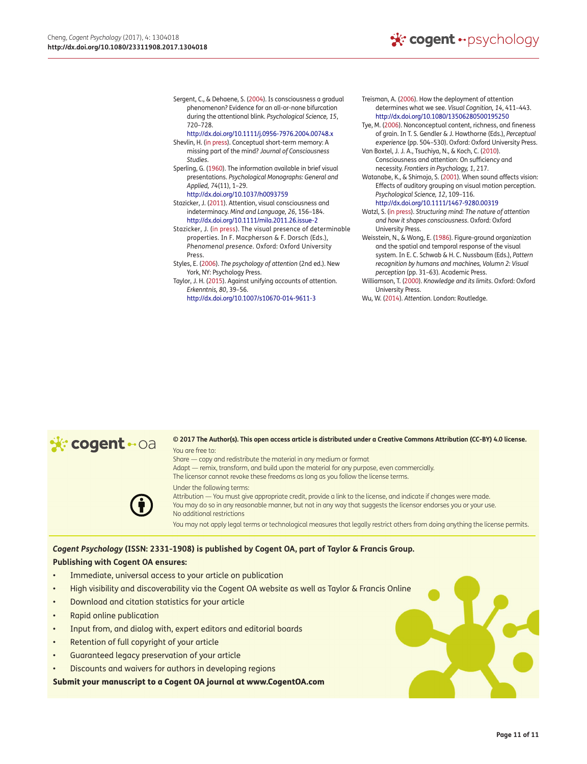Sergent, C., & Dehaene, S. (2004). Is consciousness a gradual phenomenon? Evidence for an all-or-none bifurcation during the attentional blink. *Psychological Science, 15*, 720–728. http://dx.doi.org/10.1111/j.0956-7976.2004.00748.x

Shevlin, H. (in press). Conceptual short-term memory: A missing part of the mind? *Journal of Consciousness Studies*.

Sperling, G. (1960). The information available in brief visual presentations. *Psychological Monographs: General and Applied, 74*(11), 1–29. http://dx.doi.org/10.1037/h0093759

Stazicker, J. (2011). Attention, visual consciousness and indeterminacy. *Mind and Language, 26*, 156–184. http://dx.doi.org/10.1111/mila.2011.26.issue-2

Stazicker, J. (in press). The visual presence of determinable properties. In F. Macpherson & F. Dorsch (Eds.), *Phenomenal presence*. Oxford: Oxford University Press.

Styles, E. (2006). *The psychology of attention* (2nd ed.). New York, NY: Psychology Press.

Taylor, J. H. (2015). Against unifying accounts of attention. *Erkenntnis, 80*, 39–56. http://dx.doi.org/10.1007/s10670-014-9611-3

Treisman, A. (2006). How the deployment of attention determines what we see. *Visual Cognition, 14*, 411–443. http://dx.doi.org/10.1080/13506280500195250

Tye, M. (2006). Nonconceptual content, richness, and fineness of grain. In T. S. Gendler & J. Hawthorne (Eds.), *Perceptual experience* (pp. 504–530). Oxford: Oxford University Press.

Van Boxtel, J. J. A., Tsuchiya, N., & Koch, C. (2010). Consciousness and attention: On sufficiency and necessity. *Frontiers in Psychology, 1*, 217.

Watanabe, K., & Shimojo, S. (2001). When sound affects vision: Effects of auditory grouping on visual motion perception. *Psychological Science, 12*, 109–116. http://dx.doi.org/10.1111/1467-9280.00319

Watzl, S. (in press). *Structuring mind: The nature of attention and how it shapes consciousness*. Oxford: Oxford University Press.

Weisstein, N., & Wong, E. (1986). Figure-ground organization and the spatial and temporal response of the visual system. In E. C. Schwab & H. C. Nussbaum (Eds.), *Pattern recognition by humans and machines, Volumn 2: Visual perception* (pp. 31–63). Academic Press.

Williamson, T. (2000). *Knowledge and its limits*. Oxford: Oxford University Press.

Wu, W. (2014). *Attention*. London: Routledge.

**© 2017 The Author(s). This open access article is distributed under a Creative Commons Attribution (CC-BY) 4.0 license.**

You are free to:

Share — copy and redistribute the material in any medium or format

Adapt — remix, transform, and build upon the material for any purpose, even commercially.

The licensor cannot revoke these freedoms as long as you follow the license terms.

Under the following terms:

Attribution — You must give appropriate credit, provide a link to the license, and indicate if changes were made. You may do so in any reasonable manner, but not in any way that suggests the licensor endorses you or your use.

No additional restrictions

You may not apply legal terms or technological measures that legally restrict others from doing anything the license permits.

***Cogent Psychology*** **(ISSN: 2331-1908) is published by Cogent OA, part of Taylor & Francis Group.**

**Publishing with Cogent OA ensures:**

- Immediate, universal access to your article on publication
- High visibility and discoverability via the Cogent OA website as well as Taylor & Francis Online
- Download and citation statistics for your article
- Rapid online publication
- Input from, and dialog with, expert editors and editorial boards
- Retention of full copyright of your article
- Guaranteed legacy preservation of your article
- Discounts and waivers for authors in developing regions

**Submit your manuscript to a Cogent OA journal at www.CogentOA.com**